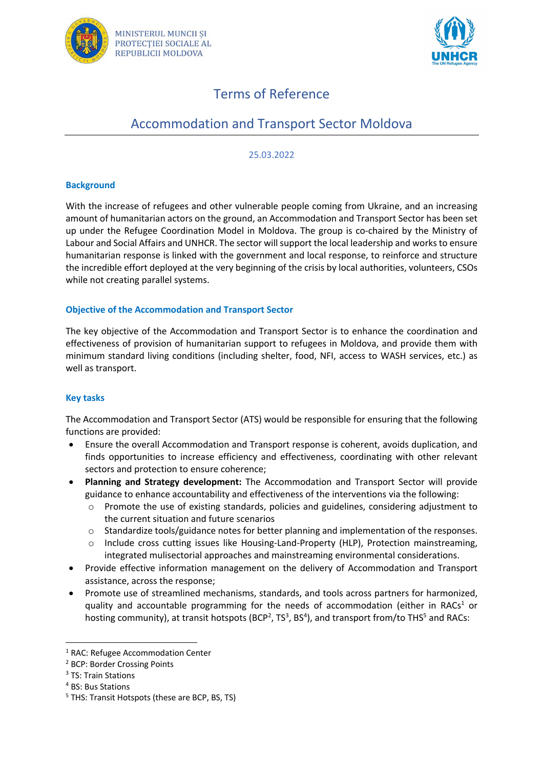MINISTERUL MUNCII ȘI PROTECȚIEI SOCIALE AL REPUBLICII MOLDOVA

# Terms of Reference

## Accommodation and Transport Sector Moldova

25.03.2022

### Background

With the increase of refugees and other vulnerable people coming from Ukraine, and an increasing amount of humanitarian actors on the ground, an Accommodation and Transport Sector has been set up under the Refugee Coordination Model in Moldova. The group is co-chaired by the Ministry of Labour and Social Affairs and UNHCR. The sector will support the local leadership and works to ensure humanitarian response is linked with the government and local response, to reinforce and structure the incredible effort deployed at the very beginning of the crisis by local authorities, volunteers, CSOs while not creating parallel systems.

### Objective of the Accommodation and Transport Sector

The key objective of the Accommodation and Transport Sector is to enhance the coordination and effectiveness of provision of humanitarian support to refugees in Moldova, and provide them with minimum standard living conditions (including shelter, food, NFI, access to WASH services, etc.) as well as transport.

### Key tasks

The Accommodation and Transport Sector (ATS) would be responsible for ensuring that the following functions are provided:

- Ensure the overall Accommodation and Transport response is coherent, avoids duplication, and finds opportunities to increase efficiency and effectiveness, coordinating with other relevant sectors and protection to ensure coherence;
- **Planning and Strategy development:** The Accommodation and Transport Sector will provide guidance to enhance accountability and effectiveness of the interventions via the following:
  - Promote the use of existing standards, policies and guidelines, considering adjustment to the current situation and future scenarios
  - Standardize tools/guidance notes for better planning and implementation of the responses.
  - Include cross cutting issues like Housing-Land-Property (HLP), Protection mainstreaming, integrated mulisectorial approaches and mainstreaming environmental considerations.
- Provide effective information management on the delivery of Accommodation and Transport assistance, across the response;
- Promote use of streamlined mechanisms, standards, and tools across partners for harmonized, quality and accountable programming for the needs of accommodation (either in RACs[1] or hosting community), at transit hotspots (BCP[2], TS[3], BS[4]), and transport from/to THS[5] and RACs:

---

[1] RAC: Refugee Accommodation Center

[2] BCP: Border Crossing Points

[3] TS: Train Stations

[4] BS: Bus Stations

[5] THS: Transit Hotspots (these are BCP, BS, TS)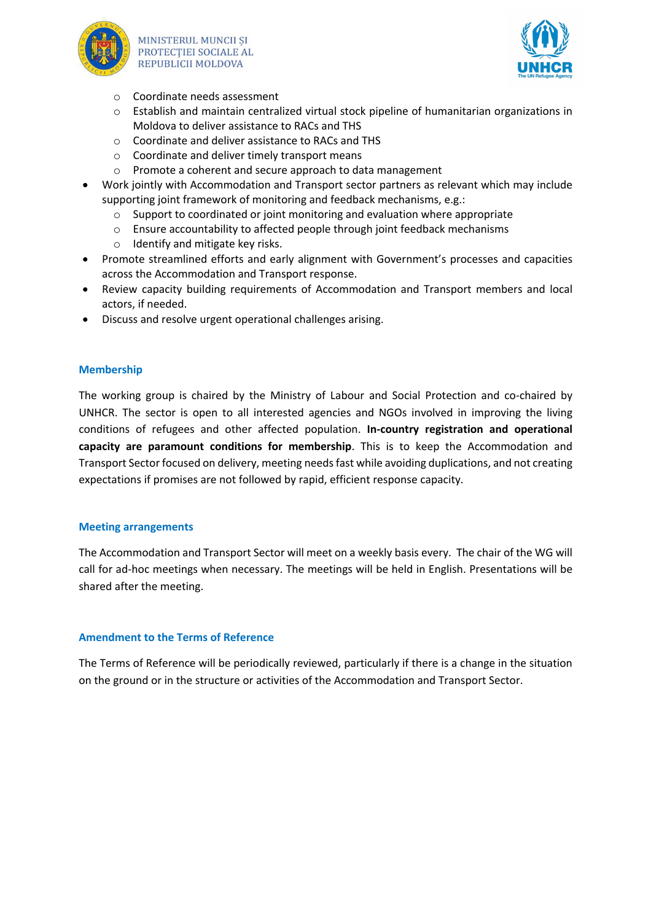- Coordinate needs assessment
  - Establish and maintain centralized virtual stock pipeline of humanitarian organizations in Moldova to deliver assistance to RACs and THS
  - Coordinate and deliver assistance to RACs and THS
  - Coordinate and deliver timely transport means
  - Promote a coherent and secure approach to data management
- Work jointly with Accommodation and Transport sector partners as relevant which may include supporting joint framework of monitoring and feedback mechanisms, e.g.:
  - Support to coordinated or joint monitoring and evaluation where appropriate
  - Ensure accountability to affected people through joint feedback mechanisms
  - Identify and mitigate key risks.
- Promote streamlined efforts and early alignment with Government's processes and capacities across the Accommodation and Transport response.
- Review capacity building requirements of Accommodation and Transport members and local actors, if needed.
- Discuss and resolve urgent operational challenges arising.

## Membership

The working group is chaired by the Ministry of Labour and Social Protection and co-chaired by UNHCR. The sector is open to all interested agencies and NGOs involved in improving the living conditions of refugees and other affected population. **In-country registration and operational capacity are paramount conditions for membership**. This is to keep the Accommodation and Transport Sector focused on delivery, meeting needs fast while avoiding duplications, and not creating expectations if promises are not followed by rapid, efficient response capacity.

## Meeting arrangements

The Accommodation and Transport Sector will meet on a weekly basis every. The chair of the WG will call for ad-hoc meetings when necessary. The meetings will be held in English. Presentations will be shared after the meeting.

## Amendment to the Terms of Reference

The Terms of Reference will be periodically reviewed, particularly if there is a change in the situation on the ground or in the structure or activities of the Accommodation and Transport Sector.